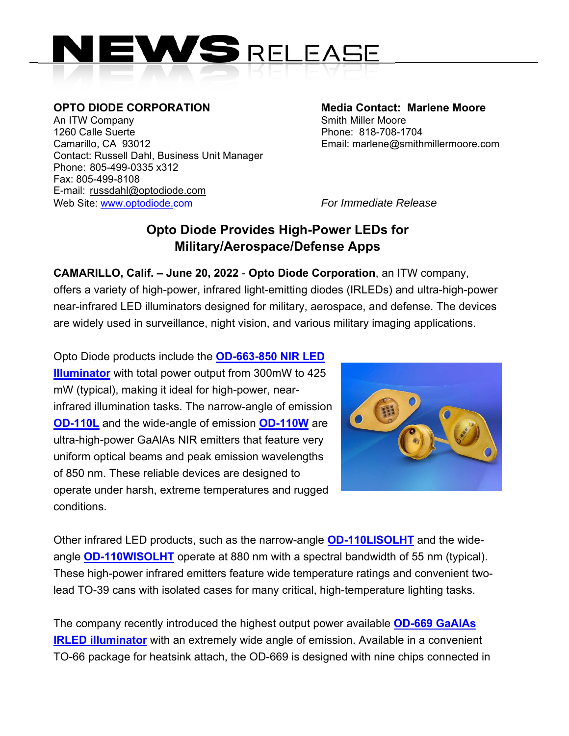# NEWS RELEASE

**OPTO DIODE CORPORATION**
An ITW Company
1260 Calle Suerte
Camarillo, CA 93012
Contact: Russell Dahl, Business Unit Manager
Phone: 805-499-0335 x312
Fax: 805-499-8108
E-mail: russdahl@optodiode.com
Web Site: www.optodiode.com

**Media Contact: Marlene Moore**
Smith Miller Moore
Phone: 818-708-1704
Email: marlene@smithmillermoore.com

*For Immediate Release*

## Opto Diode Provides High-Power LEDs for Military/Aerospace/Defense Apps

**CAMARILLO, Calif. – June 20, 2022** - **Opto Diode Corporation**, an ITW company, offers a variety of high-power, infrared light-emitting diodes (IRLEDs) and ultra-high-power near-infrared LED illuminators designed for military, aerospace, and defense. The devices are widely used in surveillance, night vision, and various military imaging applications.

Opto Diode products include the **OD-663-850 NIR LED Illuminator** with total power output from 300mW to 425 mW (typical), making it ideal for high-power, near-infrared illumination tasks. The narrow-angle of emission **OD-110L** and the wide-angle of emission **OD-110W** are ultra-high-power GaAlAs NIR emitters that feature very uniform optical beams and peak emission wavelengths of 850 nm. These reliable devices are designed to operate under harsh, extreme temperatures and rugged conditions.

Other infrared LED products, such as the narrow-angle **OD-110LISOLHT** and the wide-angle **OD-110WISOLHT** operate at 880 nm with a spectral bandwidth of 55 nm (typical). These high-power infrared emitters feature wide temperature ratings and convenient two-lead TO-39 cans with isolated cases for many critical, high-temperature lighting tasks.

The company recently introduced the highest output power available **OD-669 GaAlAs IRLED illuminator** with an extremely wide angle of emission. Available in a convenient TO-66 package for heatsink attach, the OD-669 is designed with nine chips connected in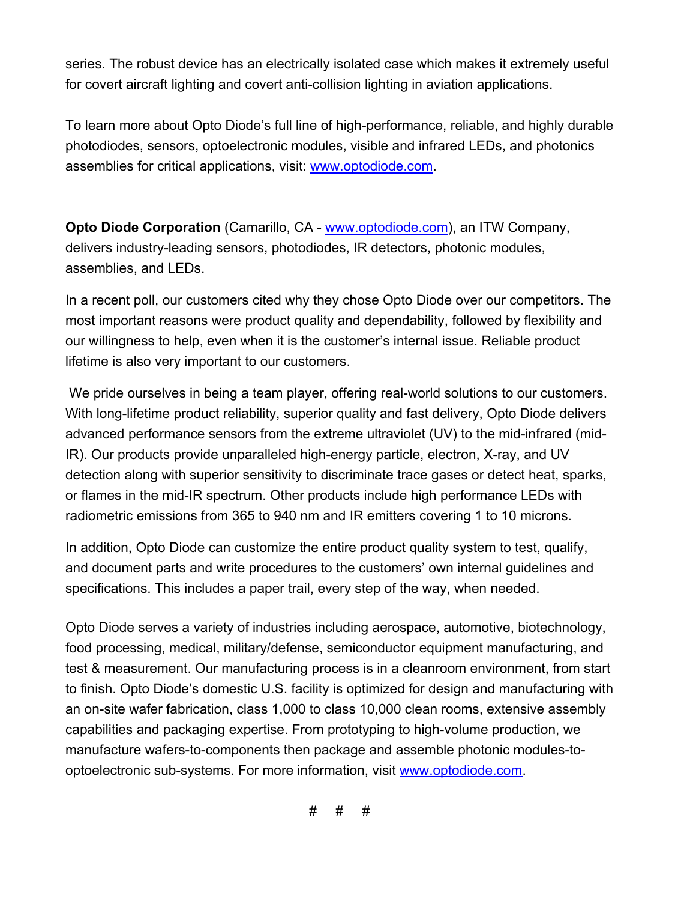series. The robust device has an electrically isolated case which makes it extremely useful for covert aircraft lighting and covert anti-collision lighting in aviation applications.

To learn more about Opto Diode's full line of high-performance, reliable, and highly durable photodiodes, sensors, optoelectronic modules, visible and infrared LEDs, and photonics assemblies for critical applications, visit: www.optodiode.com.

**Opto Diode Corporation** (Camarillo, CA - www.optodiode.com), an ITW Company, delivers industry-leading sensors, photodiodes, IR detectors, photonic modules, assemblies, and LEDs.

In a recent poll, our customers cited why they chose Opto Diode over our competitors. The most important reasons were product quality and dependability, followed by flexibility and our willingness to help, even when it is the customer's internal issue. Reliable product lifetime is also very important to our customers.

We pride ourselves in being a team player, offering real-world solutions to our customers. With long-lifetime product reliability, superior quality and fast delivery, Opto Diode delivers advanced performance sensors from the extreme ultraviolet (UV) to the mid-infrared (mid-IR). Our products provide unparalleled high-energy particle, electron, X-ray, and UV detection along with superior sensitivity to discriminate trace gases or detect heat, sparks, or flames in the mid-IR spectrum. Other products include high performance LEDs with radiometric emissions from 365 to 940 nm and IR emitters covering 1 to 10 microns.

In addition, Opto Diode can customize the entire product quality system to test, qualify, and document parts and write procedures to the customers' own internal guidelines and specifications. This includes a paper trail, every step of the way, when needed.

Opto Diode serves a variety of industries including aerospace, automotive, biotechnology, food processing, medical, military/defense, semiconductor equipment manufacturing, and test & measurement. Our manufacturing process is in a cleanroom environment, from start to finish. Opto Diode's domestic U.S. facility is optimized for design and manufacturing with an on-site wafer fabrication, class 1,000 to class 10,000 clean rooms, extensive assembly capabilities and packaging expertise. From prototyping to high-volume production, we manufacture wafers-to-components then package and assemble photonic modules-to-optoelectronic sub-systems. For more information, visit www.optodiode.com.

# # #